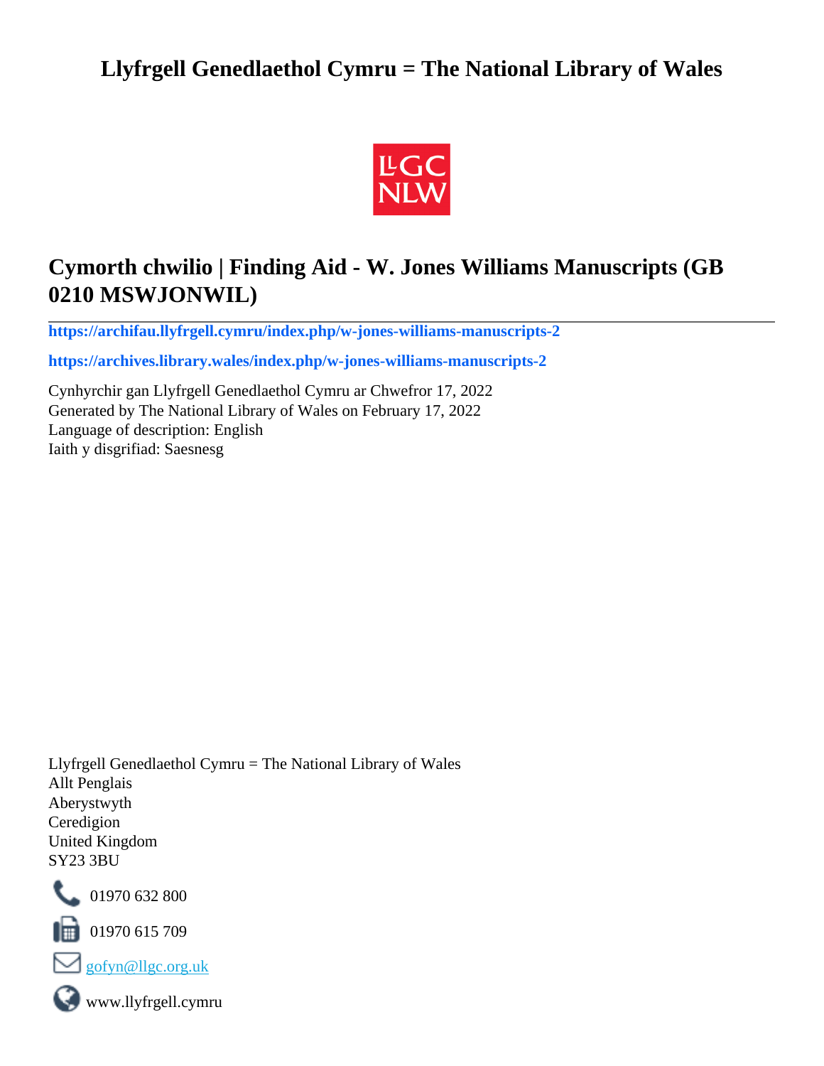# Llyfrgell Genedlaethol Cymru = The National Library of Wales

## Cymorth chwilio | Finding Aid - W. Jones Williams Manuscripts (GB 0210 MSWJONWIL)

**https://archifau.llyfrgell.cymru/index.php/w-jones-williams-manuscripts-2**

**https://archives.library.wales/index.php/w-jones-williams-manuscripts-2**

Cynhyrchir gan Llyfrgell Genedlaethol Cymru ar Chwefror 17, 2022
Generated by The National Library of Wales on February 17, 2022
Language of description: English
Iaith y disgrifiad: Saesnesg

Llyfrgell Genedlaethol Cymru = The National Library of Wales
Allt Penglais
Aberystwyth
Ceredigion
United Kingdom
SY23 3BU

01970 632 800

01970 615 709

gofyn@llgc.org.uk

www.llyfrgell.cymru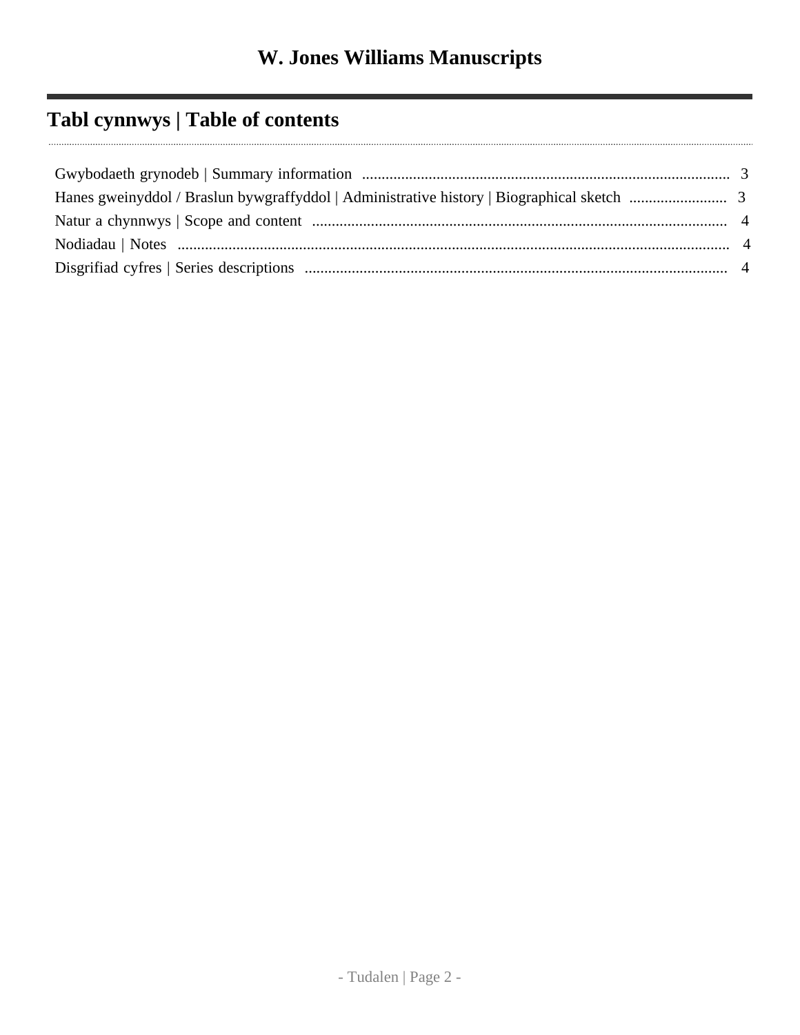# W. Jones Williams Manuscripts

## Tabl cynnwys | Table of contents

Gwybodaeth grynodeb | Summary information .......... 3
Hanes gweinyddol / Braslun bywgraffyddol | Administrative history | Biographical sketch .......... 3
Natur a chynnwys | Scope and content .......... 4
Nodiadau | Notes .......... 4
Disgrifiad cyfres | Series descriptions .......... 4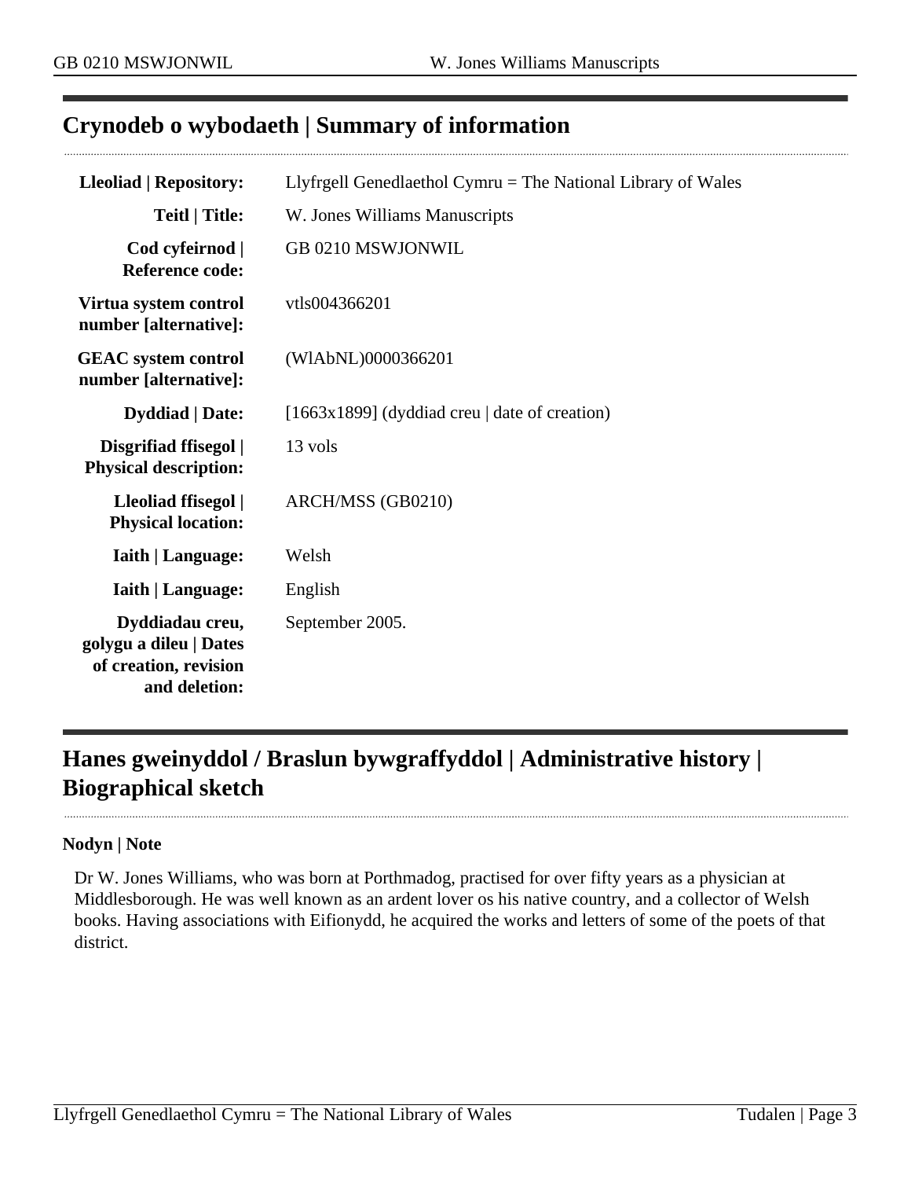## Crynodeb o wybodaeth | Summary of information

| | |
|---|---|
| **Lleoliad \| Repository:** | Llyfrgell Genedlaethol Cymru = The National Library of Wales |
| **Teitl \| Title:** | W. Jones Williams Manuscripts |
| **Cod cyfeirnod \| Reference code:** | GB 0210 MSWJONWIL |
| **Virtua system control number [alternative]:** | vtls004366201 |
| **GEAC system control number [alternative]:** | (WlAbNL)0000366201 |
| **Dyddiad \| Date:** | [1663x1899] (dyddiad creu \| date of creation) |
| **Disgrifiad ffisegol \| Physical description:** | 13 vols |
| **Lleoliad ffisegol \| Physical location:** | ARCH/MSS (GB0210) |
| **Iaith \| Language:** | Welsh |
| **Iaith \| Language:** | English |
| **Dyddiadau creu, golygu a dileu \| Dates of creation, revision and deletion:** | September 2005. |

## Hanes gweinyddol / Braslun bywgraffyddol | Administrative history | Biographical sketch

**Nodyn | Note**

Dr W. Jones Williams, who was born at Porthmadog, practised for over fifty years as a physician at Middlesborough. He was well known as an ardent lover os his native country, and a collector of Welsh books. Having associations with Eifionydd, he acquired the works and letters of some of the poets of that district.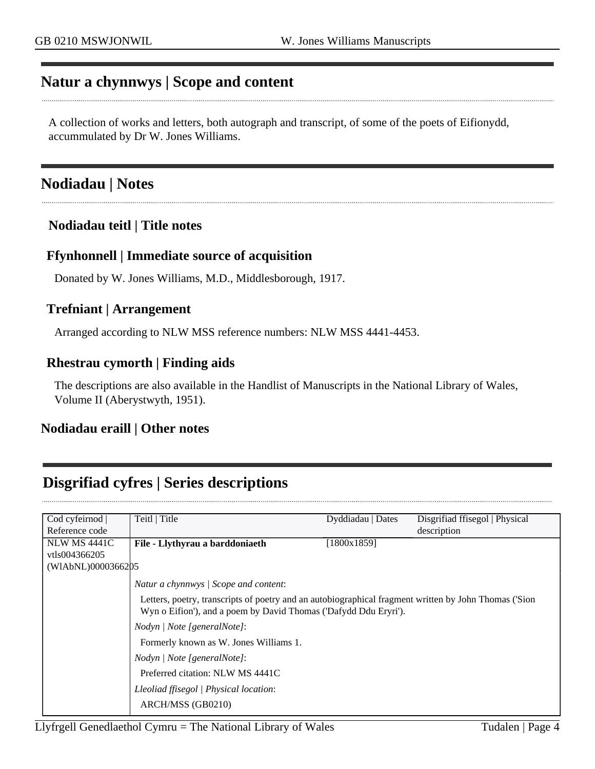## Natur a chynnwys | Scope and content

A collection of works and letters, both autograph and transcript, of some of the poets of Eifionydd, accummulated by Dr W. Jones Williams.

## Nodiadau | Notes

### Nodiadau teitl | Title notes

### Ffynhonnell | Immediate source of acquisition

Donated by W. Jones Williams, M.D., Middlesborough, 1917.

### Trefniant | Arrangement

Arranged according to NLW MSS reference numbers: NLW MSS 4441-4453.

### Rhestrau cymorth | Finding aids

The descriptions are also available in the Handlist of Manuscripts in the National Library of Wales, Volume II (Aberystwyth, 1951).

### Nodiadau eraill | Other notes

## Disgrifiad cyfres | Series descriptions

| Cod cyfeirnod \| Reference code | Teitl \| Title | Dyddiadau \| Dates | Disgrifiad ffisegol \| Physical description |
|---|---|---|---|
| NLW MS 4441C vtls004366205 (WlAbNL)0000366205 | **File - Llythyrau a barddoniaeth** | [1800x1859] | |
| | *Natur a chynnwys \| Scope and content*: Letters, poetry, transcripts of poetry and an autobiographical fragment written by John Thomas ('Sion Wyn o Eifion'), and a poem by David Thomas ('Dafydd Ddu Eryri'). *Nodyn \| Note [generalNote]*: Formerly known as W. Jones Williams 1. *Nodyn \| Note [generalNote]*: Preferred citation: NLW MS 4441C *Lleoliad ffisegol \| Physical location*: ARCH/MSS (GB0210) | | |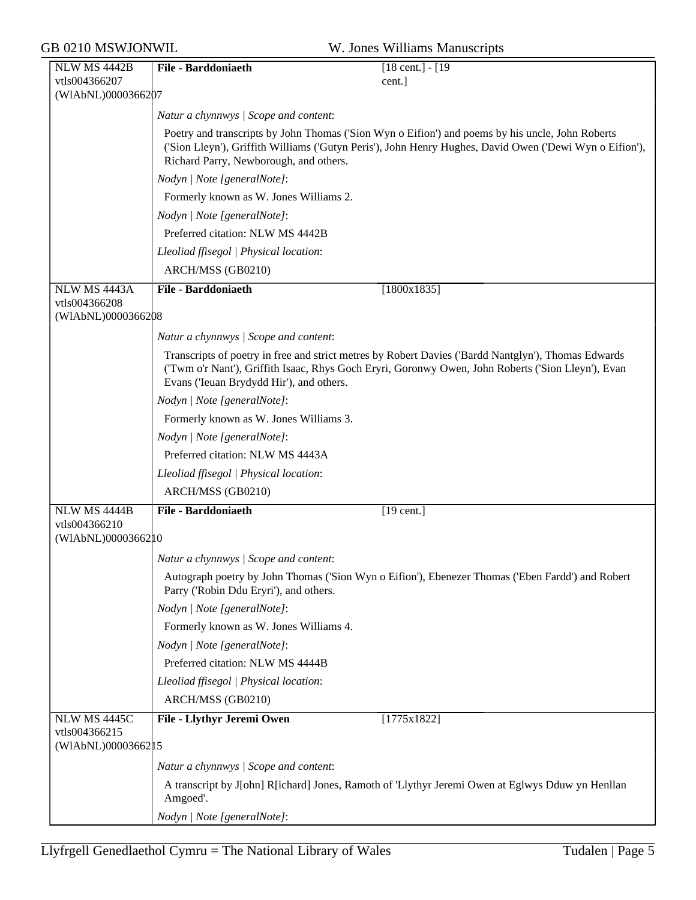| NLW MS 4442B<br>vtls004366207<br>(WlAbNL)0000366207 | **File - Barddoniaeth** | [18 cent.] - [19 cent.] |
|---|---|---|

*Natur a chynnwys | Scope and content*:

Poetry and transcripts by John Thomas ('Sion Wyn o Eifion') and poems by his uncle, John Roberts ('Sion Lleyn'), Griffith Williams ('Gutyn Peris'), John Henry Hughes, David Owen ('Dewi Wyn o Eifion'), Richard Parry, Newborough, and others.

*Nodyn | Note [generalNote]*:

Formerly known as W. Jones Williams 2.

*Nodyn | Note [generalNote]*:

Preferred citation: NLW MS 4442B

*Lleoliad ffisegol | Physical location*:

ARCH/MSS (GB0210)

| NLW MS 4443A<br>vtls004366208<br>(WlAbNL)0000366208 | **File - Barddoniaeth** | [1800x1835] |
|---|---|---|

*Natur a chynnwys | Scope and content*:

Transcripts of poetry in free and strict metres by Robert Davies ('Bardd Nantglyn'), Thomas Edwards ('Twm o'r Nant'), Griffith Isaac, Rhys Goch Eryri, Goronwy Owen, John Roberts ('Sion Lleyn'), Evan Evans ('Ieuan Brydydd Hir'), and others.

*Nodyn | Note [generalNote]*:

Formerly known as W. Jones Williams 3.

*Nodyn | Note [generalNote]*:

Preferred citation: NLW MS 4443A

*Lleoliad ffisegol | Physical location*:

ARCH/MSS (GB0210)

| NLW MS 4444B<br>vtls004366210<br>(WlAbNL)0000366210 | **File - Barddoniaeth** | [19 cent.] |
|---|---|---|

*Natur a chynnwys | Scope and content*:

Autograph poetry by John Thomas ('Sion Wyn o Eifion'), Ebenezer Thomas ('Eben Fardd') and Robert Parry ('Robin Ddu Eryri'), and others.

*Nodyn | Note [generalNote]*:

Formerly known as W. Jones Williams 4.

*Nodyn | Note [generalNote]*:

Preferred citation: NLW MS 4444B

*Lleoliad ffisegol | Physical location*:

ARCH/MSS (GB0210)

| NLW MS 4445C<br>vtls004366215<br>(WlAbNL)0000366215 | **File - Llythyr Jeremi Owen** | [1775x1822] |
|---|---|---|

*Natur a chynnwys | Scope and content*:

A transcript by J[ohn] R[ichard] Jones, Ramoth of 'Llythyr Jeremi Owen at Eglwys Dduw yn Henllan Amgoed'.

*Nodyn | Note [generalNote]*: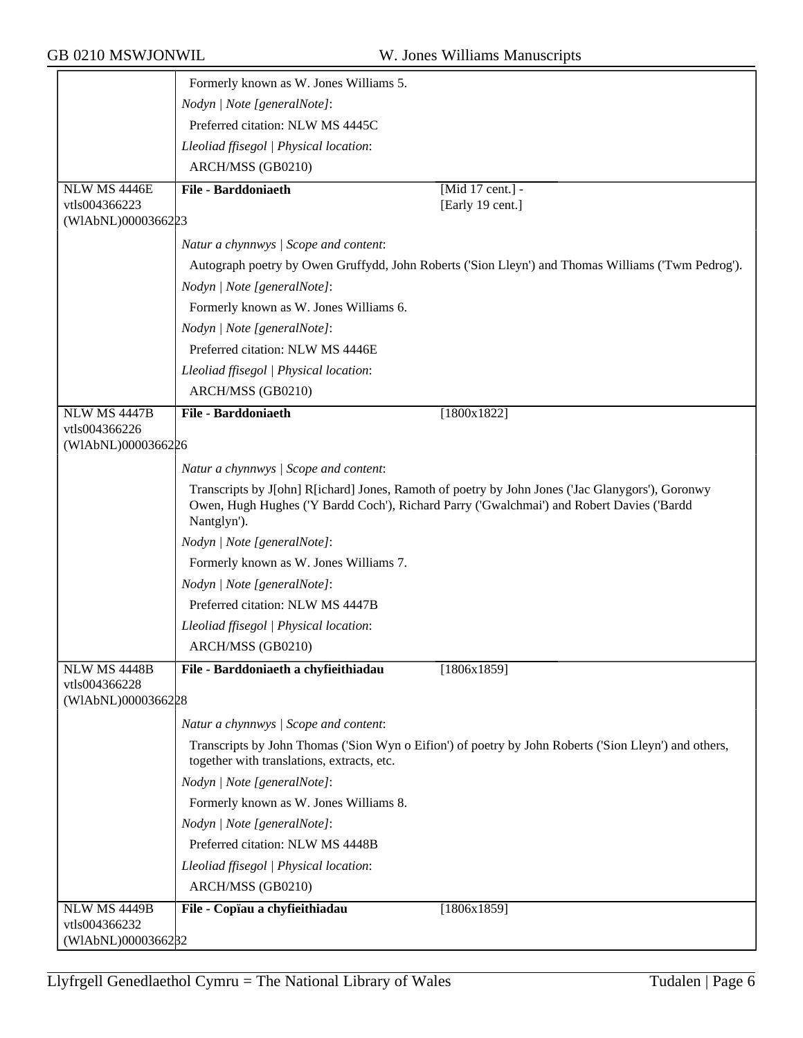| | | |
|---|---|---|
| | Formerly known as W. Jones Williams 5. | |
| | *Nodyn \| Note [generalNote]*: | |
| | Preferred citation: NLW MS 4445C | |
| | *Lleoliad ffisegol \| Physical location*: | |
| | ARCH/MSS (GB0210) | |
| NLW MS 4446E vtls004366223 (WlAbNL)0000366223 | **File - Barddoniaeth** | [Mid 17 cent.] - [Early 19 cent.] |
| | *Natur a chynnwys \| Scope and content*: | |
| | Autograph poetry by Owen Gruffydd, John Roberts ('Sion Lleyn') and Thomas Williams ('Twm Pedrog'). | |
| | *Nodyn \| Note [generalNote]*: | |
| | Formerly known as W. Jones Williams 6. | |
| | *Nodyn \| Note [generalNote]*: | |
| | Preferred citation: NLW MS 4446E | |
| | *Lleoliad ffisegol \| Physical location*: | |
| | ARCH/MSS (GB0210) | |
| NLW MS 4447B vtls004366226 (WlAbNL)0000366226 | **File - Barddoniaeth** | [1800x1822] |
| | *Natur a chynnwys \| Scope and content*: | |
| | Transcripts by J[ohn] R[ichard] Jones, Ramoth of poetry by John Jones ('Jac Glanygors'), Goronwy Owen, Hugh Hughes ('Y Bardd Coch'), Richard Parry ('Gwalchmai') and Robert Davies ('Bardd Nantglyn'). | |
| | *Nodyn \| Note [generalNote]*: | |
| | Formerly known as W. Jones Williams 7. | |
| | *Nodyn \| Note [generalNote]*: | |
| | Preferred citation: NLW MS 4447B | |
| | *Lleoliad ffisegol \| Physical location*: | |
| | ARCH/MSS (GB0210) | |
| NLW MS 4448B vtls004366228 (WlAbNL)0000366228 | **File - Barddoniaeth a chyfieithiadau** | [1806x1859] |
| | *Natur a chynnwys \| Scope and content*: | |
| | Transcripts by John Thomas ('Sion Wyn o Eifion') of poetry by John Roberts ('Sion Lleyn') and others, together with translations, extracts, etc. | |
| | *Nodyn \| Note [generalNote]*: | |
| | Formerly known as W. Jones Williams 8. | |
| | *Nodyn \| Note [generalNote]*: | |
| | Preferred citation: NLW MS 4448B | |
| | *Lleoliad ffisegol \| Physical location*: | |
| | ARCH/MSS (GB0210) | |
| NLW MS 4449B vtls004366232 (WlAbNL)0000366232 | **File - Copïau a chyfieithiadau** | [1806x1859] |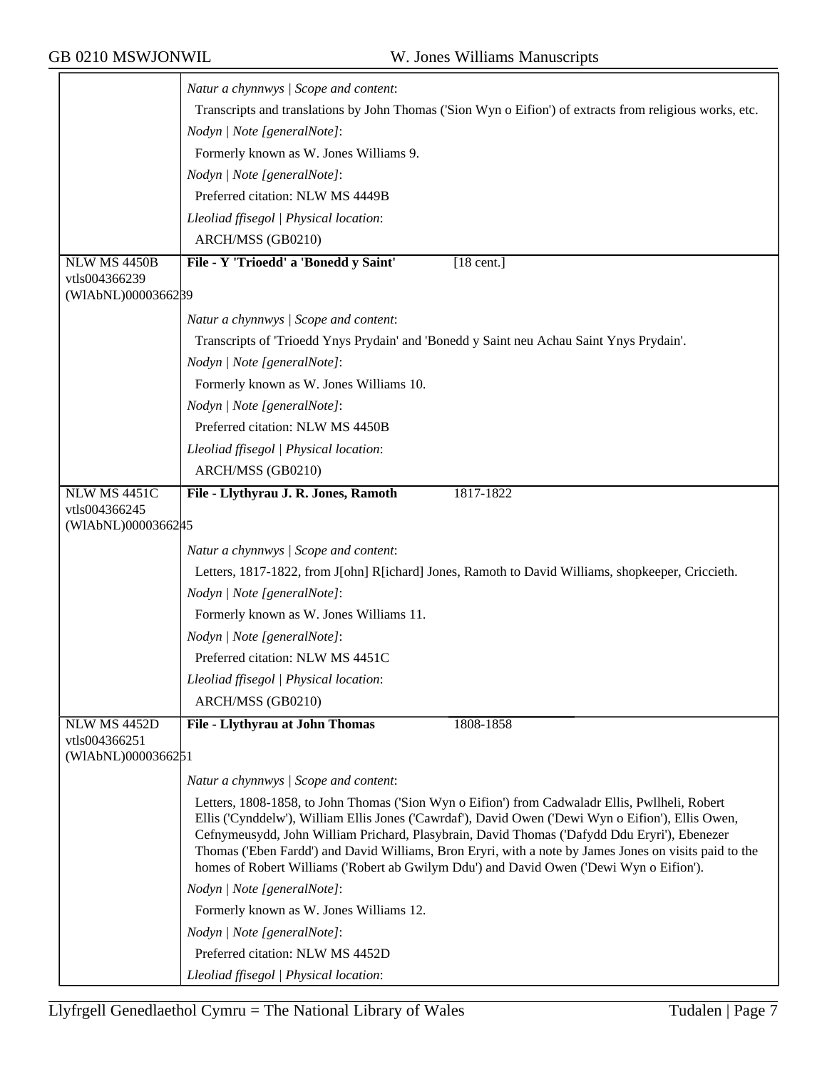*Natur a chynnwys | Scope and content*:

Transcripts and translations by John Thomas ('Sion Wyn o Eifion') of extracts from religious works, etc.

*Nodyn | Note [generalNote]*:

Formerly known as W. Jones Williams 9.

*Nodyn | Note [generalNote]*:

Preferred citation: NLW MS 4449B

*Lleoliad ffisegol | Physical location*:

ARCH/MSS (GB0210)

---

NLW MS 4450B
vtls004366239
(WlAbNL)0000366239

**File - Y 'Trioedd' a 'Bonedd y Saint'** [18 cent.]

*Natur a chynnwys | Scope and content*:

Transcripts of 'Trioedd Ynys Prydain' and 'Bonedd y Saint neu Achau Saint Ynys Prydain'.

*Nodyn | Note [generalNote]*:

Formerly known as W. Jones Williams 10.

*Nodyn | Note [generalNote]*:

Preferred citation: NLW MS 4450B

*Lleoliad ffisegol | Physical location*:

ARCH/MSS (GB0210)

---

NLW MS 4451C
vtls004366245
(WlAbNL)0000366245

**File - Llythyrau J. R. Jones, Ramoth** 1817-1822

*Natur a chynnwys | Scope and content*:

Letters, 1817-1822, from J[ohn] R[ichard] Jones, Ramoth to David Williams, shopkeeper, Criccieth.

*Nodyn | Note [generalNote]*:

Formerly known as W. Jones Williams 11.

*Nodyn | Note [generalNote]*:

Preferred citation: NLW MS 4451C

*Lleoliad ffisegol | Physical location*:

ARCH/MSS (GB0210)

---

NLW MS 4452D
vtls004366251
(WlAbNL)0000366251

**File - Llythyrau at John Thomas** 1808-1858

*Natur a chynnwys | Scope and content*:

Letters, 1808-1858, to John Thomas ('Sion Wyn o Eifion') from Cadwaladr Ellis, Pwllheli, Robert Ellis ('Cynddelw'), William Ellis Jones ('Cawrdaf'), David Owen ('Dewi Wyn o Eifion'), Ellis Owen, Cefnymeusydd, John William Prichard, Plasybrain, David Thomas ('Dafydd Ddu Eryri'), Ebenezer Thomas ('Eben Fardd') and David Williams, Bron Eryri, with a note by James Jones on visits paid to the homes of Robert Williams ('Robert ab Gwilym Ddu') and David Owen ('Dewi Wyn o Eifion').

*Nodyn | Note [generalNote]*:

Formerly known as W. Jones Williams 12.

*Nodyn | Note [generalNote]*:

Preferred citation: NLW MS 4452D

*Lleoliad ffisegol | Physical location*: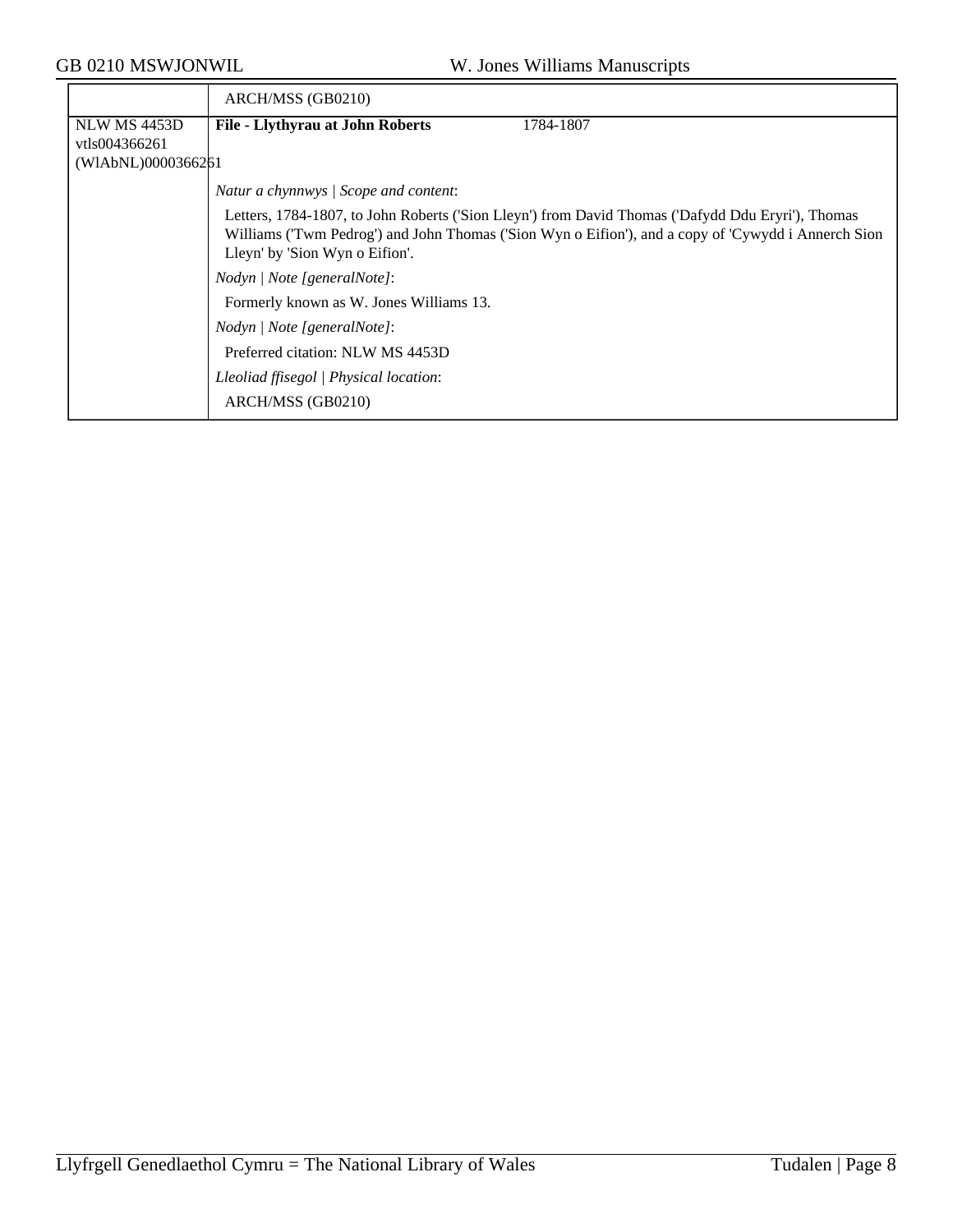| | |
|---|---|
| | ARCH/MSS (GB0210) |
| NLW MS 4453D<br>vtls004366261<br>(WlAbNL)0000366261 | **File - Llythyrau at John Roberts** 1784-1807<br><br>*Natur a chynnwys \| Scope and content*:<br>Letters, 1784-1807, to John Roberts ('Sion Lleyn') from David Thomas ('Dafydd Ddu Eryri'), Thomas Williams ('Twm Pedrog') and John Thomas ('Sion Wyn o Eifion'), and a copy of 'Cywydd i Annerch Sion Lleyn' by 'Sion Wyn o Eifion'.<br><br>*Nodyn \| Note [generalNote]*:<br>Formerly known as W. Jones Williams 13.<br><br>*Nodyn \| Note [generalNote]*:<br>Preferred citation: NLW MS 4453D<br><br>*Lleoliad ffisegol \| Physical location*:<br>ARCH/MSS (GB0210) |